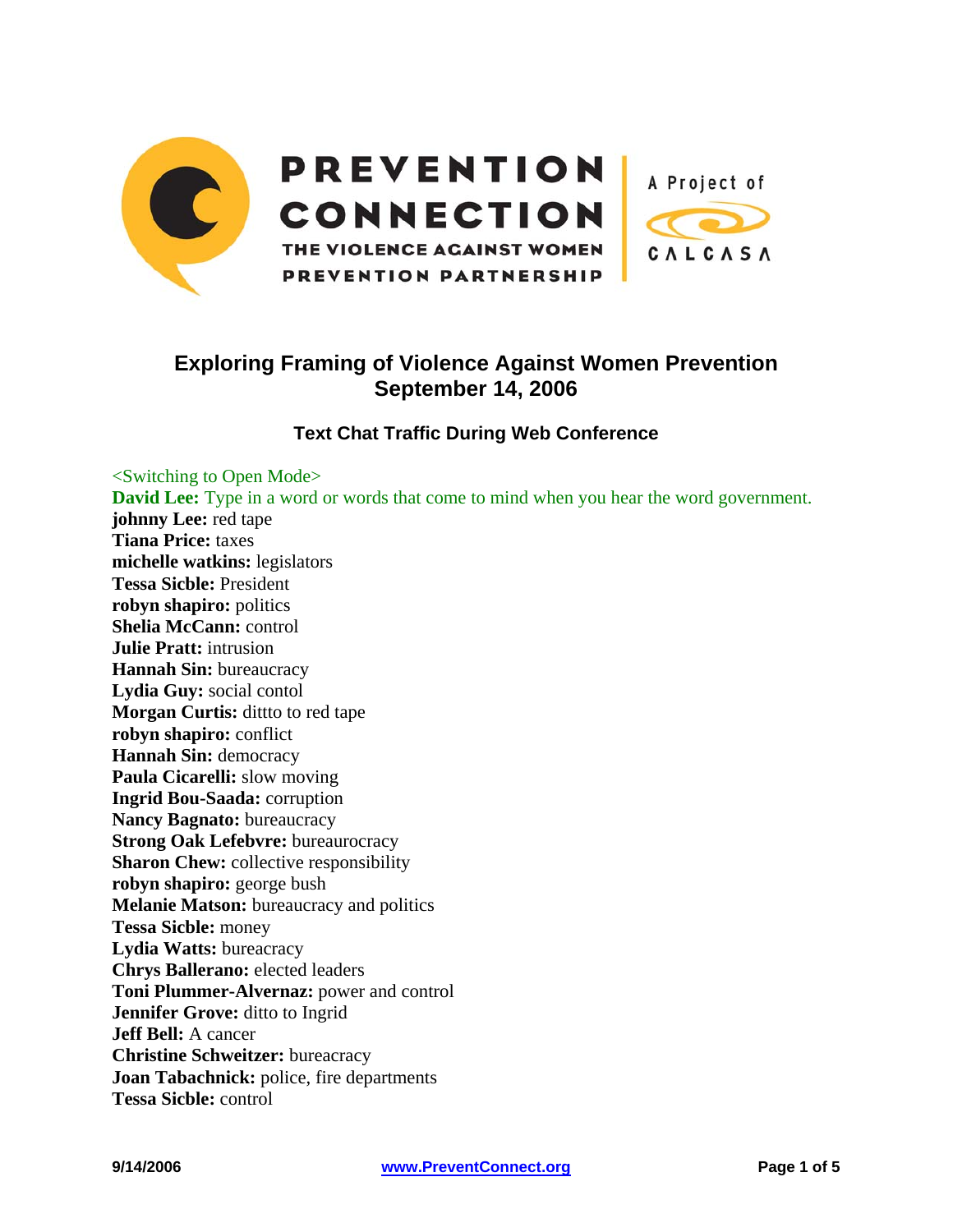PREVENTION CONNECTION

THE VIOLENCE AGAINST WOMEN PREVENTION PARTNERSHIP

A Project of CALCASA

## Exploring Framing of Violence Against Women Prevention
## September 14, 2006

### Text Chat Traffic During Web Conference

<Switching to Open Mode>

**David Lee:** Type in a word or words that come to mind when you hear the word government.
**johnny Lee:** red tape
**Tiana Price:** taxes
**michelle watkins:** legislators
**Tessa Sicble:** President
**robyn shapiro:** politics
**Shelia McCann:** control
**Julie Pratt:** intrusion
**Hannah Sin:** bureaucracy
**Lydia Guy:** social contol
**Morgan Curtis:** dittto to red tape
**robyn shapiro:** conflict
**Hannah Sin:** democracy
**Paula Cicarelli:** slow moving
**Ingrid Bou-Saada:** corruption
**Nancy Bagnato:** bureaucracy
**Strong Oak Lefebvre:** bureaurocracy
**Sharon Chew:** collective responsibility
**robyn shapiro:** george bush
**Melanie Matson:** bureaucracy and politics
**Tessa Sicble:** money
**Lydia Watts:** bureacracy
**Chrys Ballerano:** elected leaders
**Toni Plummer-Alvernaz:** power and control
**Jennifer Grove:** ditto to Ingrid
**Jeff Bell:** A cancer
**Christine Schweitzer:** bureacracy
**Joan Tabachnick:** police, fire departments
**Tessa Sicble:** control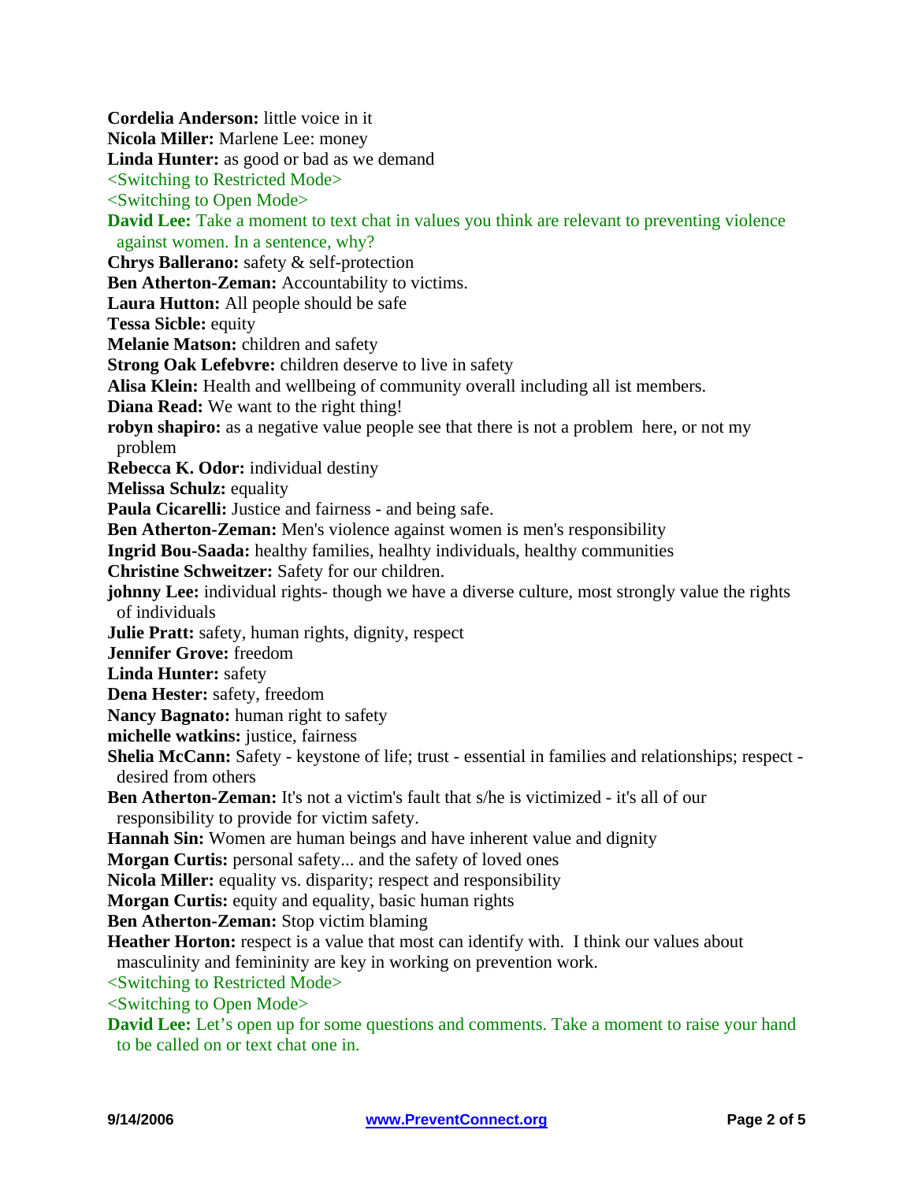**Cordelia Anderson:** little voice in it

**Nicola Miller:** Marlene Lee: money

**Linda Hunter:** as good or bad as we demand

<Switching to Restricted Mode>

<Switching to Open Mode>

**David Lee:** Take a moment to text chat in values you think are relevant to preventing violence against women. In a sentence, why?

**Chrys Ballerano:** safety & self-protection

**Ben Atherton-Zeman:** Accountability to victims.

**Laura Hutton:** All people should be safe

**Tessa Sicble:** equity

**Melanie Matson:** children and safety

**Strong Oak Lefebvre:** children deserve to live in safety

**Alisa Klein:** Health and wellbeing of community overall including all ist members.

**Diana Read:** We want to the right thing!

**robyn shapiro:** as a negative value people see that there is not a problem here, or not my problem

**Rebecca K. Odor:** individual destiny

**Melissa Schulz:** equality

**Paula Cicarelli:** Justice and fairness - and being safe.

**Ben Atherton-Zeman:** Men's violence against women is men's responsibility

**Ingrid Bou-Saada:** healthy families, healhty individuals, healthy communities

**Christine Schweitzer:** Safety for our children.

**johnny Lee:** individual rights- though we have a diverse culture, most strongly value the rights of individuals

**Julie Pratt:** safety, human rights, dignity, respect

**Jennifer Grove:** freedom

**Linda Hunter:** safety

**Dena Hester:** safety, freedom

**Nancy Bagnato:** human right to safety

**michelle watkins:** justice, fairness

**Shelia McCann:** Safety - keystone of life; trust - essential in families and relationships; respect - desired from others

**Ben Atherton-Zeman:** It's not a victim's fault that s/he is victimized - it's all of our responsibility to provide for victim safety.

**Hannah Sin:** Women are human beings and have inherent value and dignity

**Morgan Curtis:** personal safety... and the safety of loved ones

**Nicola Miller:** equality vs. disparity; respect and responsibility

**Morgan Curtis:** equity and equality, basic human rights

**Ben Atherton-Zeman:** Stop victim blaming

**Heather Horton:** respect is a value that most can identify with. I think our values about masculinity and femininity are key in working on prevention work.

<Switching to Restricted Mode>

<Switching to Open Mode>

**David Lee:** Let's open up for some questions and comments. Take a moment to raise your hand to be called on or text chat one in.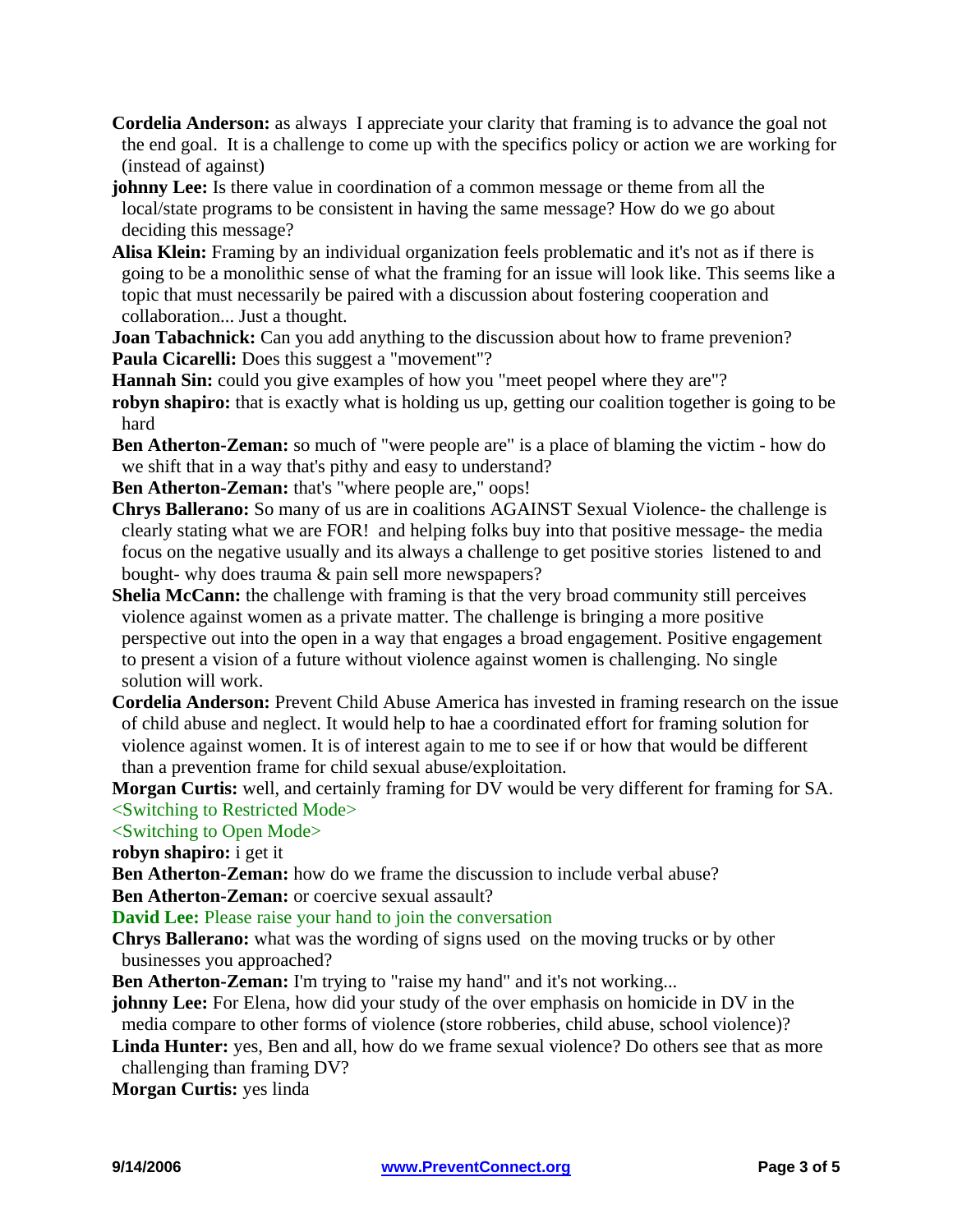**Cordelia Anderson:** as always I appreciate your clarity that framing is to advance the goal not the end goal. It is a challenge to come up with the specifics policy or action we are working for (instead of against)

**johnny Lee:** Is there value in coordination of a common message or theme from all the local/state programs to be consistent in having the same message? How do we go about deciding this message?

**Alisa Klein:** Framing by an individual organization feels problematic and it's not as if there is going to be a monolithic sense of what the framing for an issue will look like. This seems like a topic that must necessarily be paired with a discussion about fostering cooperation and collaboration... Just a thought.

**Joan Tabachnick:** Can you add anything to the discussion about how to frame prevenion?

**Paula Cicarelli:** Does this suggest a "movement"?

**Hannah Sin:** could you give examples of how you "meet peopel where they are"?

**robyn shapiro:** that is exactly what is holding us up, getting our coalition together is going to be hard

**Ben Atherton-Zeman:** so much of "were people are" is a place of blaming the victim - how do we shift that in a way that's pithy and easy to understand?

**Ben Atherton-Zeman:** that's "where people are," oops!

**Chrys Ballerano:** So many of us are in coalitions AGAINST Sexual Violence- the challenge is clearly stating what we are FOR! and helping folks buy into that positive message- the media focus on the negative usually and its always a challenge to get positive stories listened to and bought- why does trauma & pain sell more newspapers?

**Shelia McCann:** the challenge with framing is that the very broad community still perceives violence against women as a private matter. The challenge is bringing a more positive perspective out into the open in a way that engages a broad engagement. Positive engagement to present a vision of a future without violence against women is challenging. No single solution will work.

**Cordelia Anderson:** Prevent Child Abuse America has invested in framing research on the issue of child abuse and neglect. It would help to hae a coordinated effort for framing solution for violence against women. It is of interest again to me to see if or how that would be different than a prevention frame for child sexual abuse/exploitation.

**Morgan Curtis:** well, and certainly framing for DV would be very different for framing for SA.

<Switching to Restricted Mode>

<Switching to Open Mode>

**robyn shapiro:** i get it

**Ben Atherton-Zeman:** how do we frame the discussion to include verbal abuse?

**Ben Atherton-Zeman:** or coercive sexual assault?

**David Lee:** Please raise your hand to join the conversation

**Chrys Ballerano:** what was the wording of signs used on the moving trucks or by other businesses you approached?

**Ben Atherton-Zeman:** I'm trying to "raise my hand" and it's not working...

**johnny Lee:** For Elena, how did your study of the over emphasis on homicide in DV in the media compare to other forms of violence (store robberies, child abuse, school violence)?

**Linda Hunter:** yes, Ben and all, how do we frame sexual violence? Do others see that as more challenging than framing DV?

**Morgan Curtis:** yes linda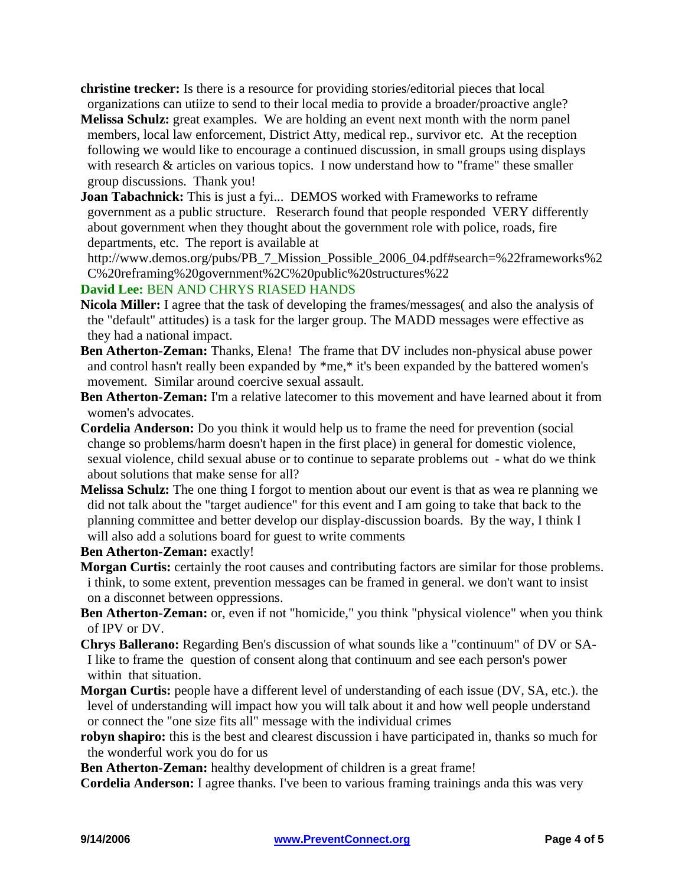**christine trecker:** Is there is a resource for providing stories/editorial pieces that local organizations can utiize to send to their local media to provide a broader/proactive angle?

**Melissa Schulz:** great examples. We are holding an event next month with the norm panel members, local law enforcement, District Atty, medical rep., survivor etc. At the reception following we would like to encourage a continued discussion, in small groups using displays with research & articles on various topics. I now understand how to "frame" these smaller group discussions. Thank you!

**Joan Tabachnick:** This is just a fyi... DEMOS worked with Frameworks to reframe government as a public structure. Reserarch found that people responded VERY differently about government when they thought about the government role with police, roads, fire departments, etc. The report is available at http://www.demos.org/pubs/PB_7_Mission_Possible_2006_04.pdf#search=%22frameworks%2C%20reframing%20government%2C%20public%20structures%22

**David Lee:** BEN AND CHRYS RIASED HANDS

**Nicola Miller:** I agree that the task of developing the frames/messages( and also the analysis of the "default" attitudes) is a task for the larger group. The MADD messages were effective as they had a national impact.

**Ben Atherton-Zeman:** Thanks, Elena! The frame that DV includes non-physical abuse power and control hasn't really been expanded by *me,* it's been expanded by the battered women's movement. Similar around coercive sexual assault.

**Ben Atherton-Zeman:** I'm a relative latecomer to this movement and have learned about it from women's advocates.

**Cordelia Anderson:** Do you think it would help us to frame the need for prevention (social change so problems/harm doesn't hapen in the first place) in general for domestic violence, sexual violence, child sexual abuse or to continue to separate problems out - what do we think about solutions that make sense for all?

**Melissa Schulz:** The one thing I forgot to mention about our event is that as wea re planning we did not talk about the "target audience" for this event and I am going to take that back to the planning committee and better develop our display-discussion boards. By the way, I think I will also add a solutions board for guest to write comments

**Ben Atherton-Zeman:** exactly!

**Morgan Curtis:** certainly the root causes and contributing factors are similar for those problems. i think, to some extent, prevention messages can be framed in general. we don't want to insist on a disconnet between oppressions.

**Ben Atherton-Zeman:** or, even if not "homicide," you think "physical violence" when you think of IPV or DV.

**Chrys Ballerano:** Regarding Ben's discussion of what sounds like a "continuum" of DV or SA- I like to frame the question of consent along that continuum and see each person's power within that situation.

**Morgan Curtis:** people have a different level of understanding of each issue (DV, SA, etc.). the level of understanding will impact how you will talk about it and how well people understand or connect the "one size fits all" message with the individual crimes

**robyn shapiro:** this is the best and clearest discussion i have participated in, thanks so much for the wonderful work you do for us

**Ben Atherton-Zeman:** healthy development of children is a great frame!

**Cordelia Anderson:** I agree thanks. I've been to various framing trainings anda this was very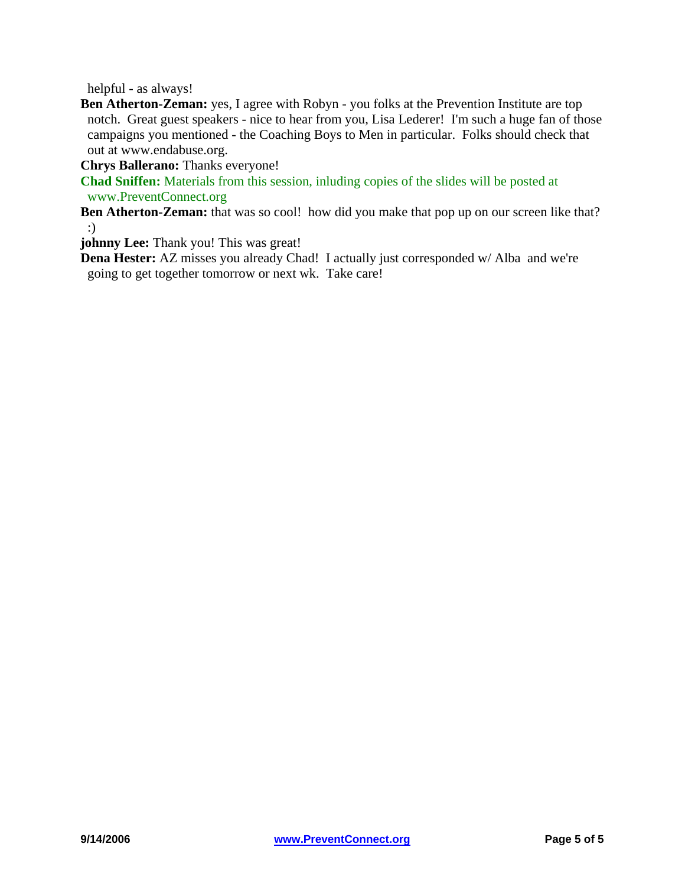helpful - as always!

**Ben Atherton-Zeman:** yes, I agree with Robyn - you folks at the Prevention Institute are top notch. Great guest speakers - nice to hear from you, Lisa Lederer! I'm such a huge fan of those campaigns you mentioned - the Coaching Boys to Men in particular. Folks should check that out at www.endabuse.org.

**Chrys Ballerano:** Thanks everyone!

**Chad Sniffen:** Materials from this session, inluding copies of the slides will be posted at www.PreventConnect.org

**Ben Atherton-Zeman:** that was so cool! how did you make that pop up on our screen like that? :)

**johnny Lee:** Thank you! This was great!

**Dena Hester:** AZ misses you already Chad! I actually just corresponded w/ Alba and we're going to get together tomorrow or next wk. Take care!